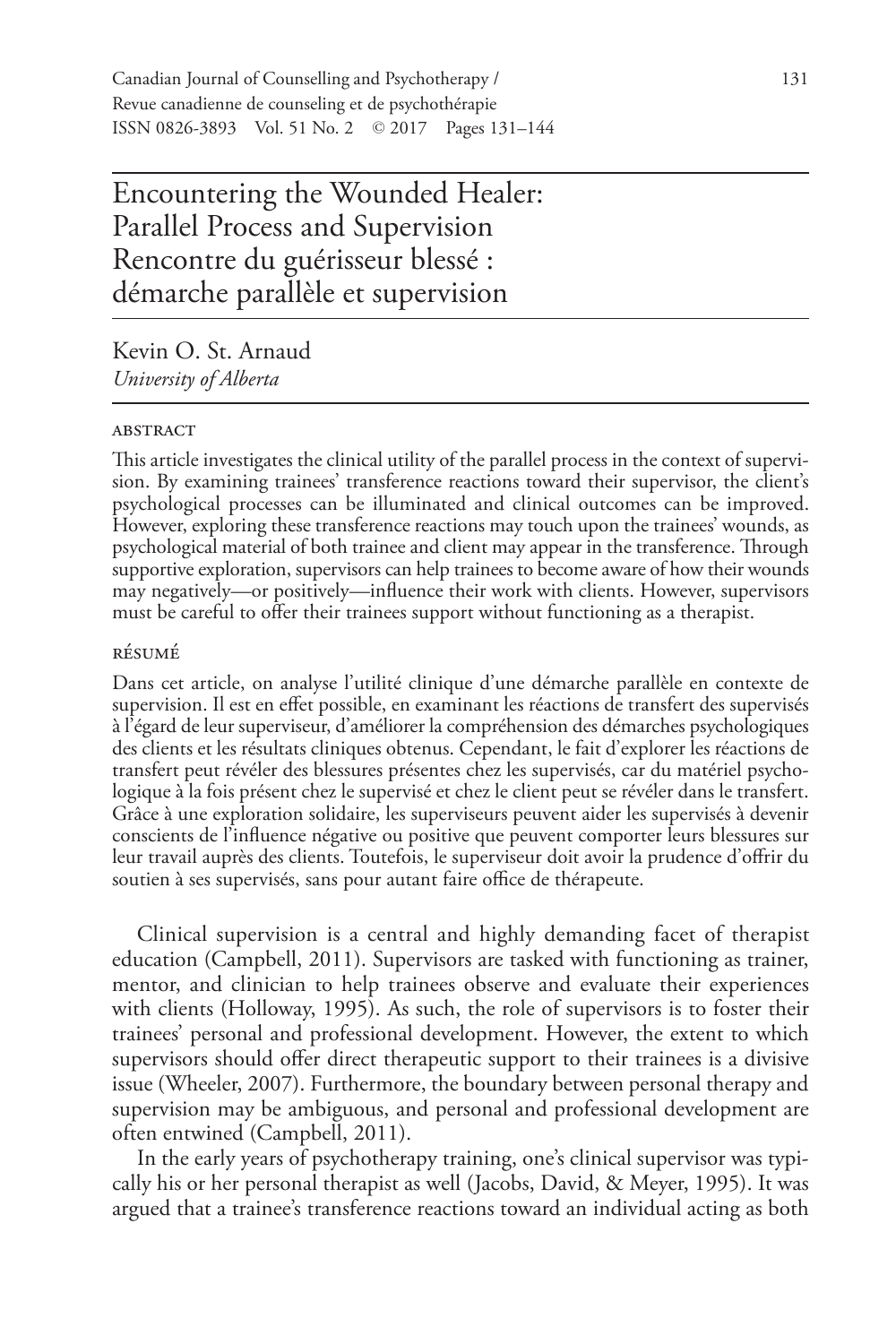# Encountering the Wounded Healer: Parallel Process and Supervision
# Rencontre du guérisseur blessé : démarche parallèle et supervision

Kevin O. St. Arnaud
*University of Alberta*

## ABSTRACT

This article investigates the clinical utility of the parallel process in the context of supervision. By examining trainees' transference reactions toward their supervisor, the client's psychological processes can be illuminated and clinical outcomes can be improved. However, exploring these transference reactions may touch upon the trainees' wounds, as psychological material of both trainee and client may appear in the transference. Through supportive exploration, supervisors can help trainees to become aware of how their wounds may negatively—or positively—influence their work with clients. However, supervisors must be careful to offer their trainees support without functioning as a therapist.

## RÉSUMÉ

Dans cet article, on analyse l'utilité clinique d'une démarche parallèle en contexte de supervision. Il est en effet possible, en examinant les réactions de transfert des supervisés à l'égard de leur superviseur, d'améliorer la compréhension des démarches psychologiques des clients et les résultats cliniques obtenus. Cependant, le fait d'explorer les réactions de transfert peut révéler des blessures présentes chez les supervisés, car du matériel psychologique à la fois présent chez le supervisé et chez le client peut se révéler dans le transfert. Grâce à une exploration solidaire, les superviseurs peuvent aider les supervisés à devenir conscients de l'influence négative ou positive que peuvent comporter leurs blessures sur leur travail auprès des clients. Toutefois, le superviseur doit avoir la prudence d'offrir du soutien à ses supervisés, sans pour autant faire office de thérapeute.

Clinical supervision is a central and highly demanding facet of therapist education (Campbell, 2011). Supervisors are tasked with functioning as trainer, mentor, and clinician to help trainees observe and evaluate their experiences with clients (Holloway, 1995). As such, the role of supervisors is to foster their trainees' personal and professional development. However, the extent to which supervisors should offer direct therapeutic support to their trainees is a divisive issue (Wheeler, 2007). Furthermore, the boundary between personal therapy and supervision may be ambiguous, and personal and professional development are often entwined (Campbell, 2011).

In the early years of psychotherapy training, one's clinical supervisor was typically his or her personal therapist as well (Jacobs, David, & Meyer, 1995). It was argued that a trainee's transference reactions toward an individual acting as both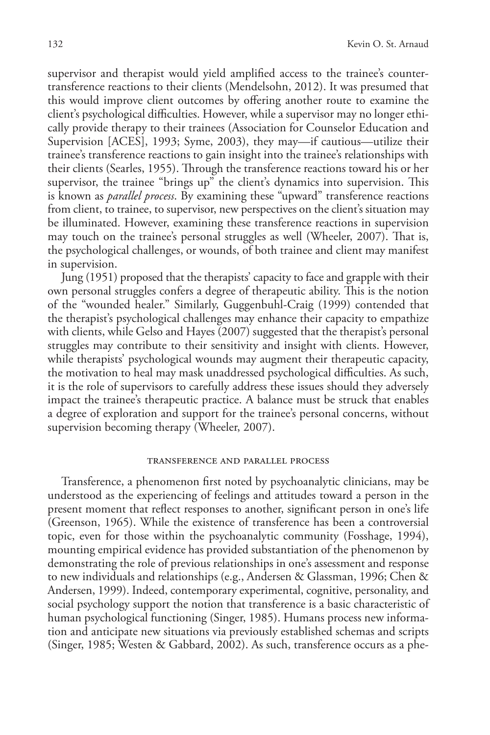supervisor and therapist would yield amplified access to the trainee's countertransference reactions to their clients (Mendelsohn, 2012). It was presumed that this would improve client outcomes by offering another route to examine the client's psychological difficulties. However, while a supervisor may no longer ethically provide therapy to their trainees (Association for Counselor Education and Supervision [ACES], 1993; Syme, 2003), they may—if cautious—utilize their trainee's transference reactions to gain insight into the trainee's relationships with their clients (Searles, 1955). Through the transference reactions toward his or her supervisor, the trainee "brings up" the client's dynamics into supervision. This is known as *parallel process*. By examining these "upward" transference reactions from client, to trainee, to supervisor, new perspectives on the client's situation may be illuminated. However, examining these transference reactions in supervision may touch on the trainee's personal struggles as well (Wheeler, 2007). That is, the psychological challenges, or wounds, of both trainee and client may manifest in supervision.

Jung (1951) proposed that the therapists' capacity to face and grapple with their own personal struggles confers a degree of therapeutic ability. This is the notion of the "wounded healer." Similarly, Guggenbuhl-Craig (1999) contended that the therapist's psychological challenges may enhance their capacity to empathize with clients, while Gelso and Hayes (2007) suggested that the therapist's personal struggles may contribute to their sensitivity and insight with clients. However, while therapists' psychological wounds may augment their therapeutic capacity, the motivation to heal may mask unaddressed psychological difficulties. As such, it is the role of supervisors to carefully address these issues should they adversely impact the trainee's therapeutic practice. A balance must be struck that enables a degree of exploration and support for the trainee's personal concerns, without supervision becoming therapy (Wheeler, 2007).

## Transference and Parallel Process

Transference, a phenomenon first noted by psychoanalytic clinicians, may be understood as the experiencing of feelings and attitudes toward a person in the present moment that reflect responses to another, significant person in one's life (Greenson, 1965). While the existence of transference has been a controversial topic, even for those within the psychoanalytic community (Fosshage, 1994), mounting empirical evidence has provided substantiation of the phenomenon by demonstrating the role of previous relationships in one's assessment and response to new individuals and relationships (e.g., Andersen & Glassman, 1996; Chen & Andersen, 1999). Indeed, contemporary experimental, cognitive, personality, and social psychology support the notion that transference is a basic characteristic of human psychological functioning (Singer, 1985). Humans process new information and anticipate new situations via previously established schemas and scripts (Singer, 1985; Westen & Gabbard, 2002). As such, transference occurs as a phe-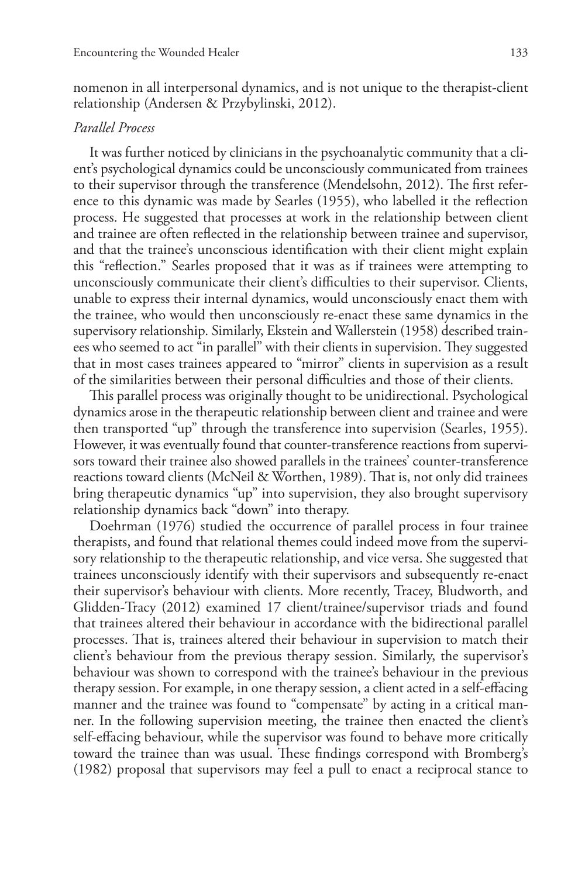nomenon in all interpersonal dynamics, and is not unique to the therapist-client relationship (Andersen & Przybylinski, 2012).

*Parallel Process*

It was further noticed by clinicians in the psychoanalytic community that a client's psychological dynamics could be unconsciously communicated from trainees to their supervisor through the transference (Mendelsohn, 2012). The first reference to this dynamic was made by Searles (1955), who labelled it the reflection process. He suggested that processes at work in the relationship between client and trainee are often reflected in the relationship between trainee and supervisor, and that the trainee's unconscious identification with their client might explain this "reflection." Searles proposed that it was as if trainees were attempting to unconsciously communicate their client's difficulties to their supervisor. Clients, unable to express their internal dynamics, would unconsciously enact them with the trainee, who would then unconsciously re-enact these same dynamics in the supervisory relationship. Similarly, Ekstein and Wallerstein (1958) described trainees who seemed to act "in parallel" with their clients in supervision. They suggested that in most cases trainees appeared to "mirror" clients in supervision as a result of the similarities between their personal difficulties and those of their clients.

This parallel process was originally thought to be unidirectional. Psychological dynamics arose in the therapeutic relationship between client and trainee and were then transported "up" through the transference into supervision (Searles, 1955). However, it was eventually found that counter-transference reactions from supervisors toward their trainee also showed parallels in the trainees' counter-transference reactions toward clients (McNeil & Worthen, 1989). That is, not only did trainees bring therapeutic dynamics "up" into supervision, they also brought supervisory relationship dynamics back "down" into therapy.

Doehrman (1976) studied the occurrence of parallel process in four trainee therapists, and found that relational themes could indeed move from the supervisory relationship to the therapeutic relationship, and vice versa. She suggested that trainees unconsciously identify with their supervisors and subsequently re-enact their supervisor's behaviour with clients. More recently, Tracey, Bludworth, and Glidden-Tracy (2012) examined 17 client/trainee/supervisor triads and found that trainees altered their behaviour in accordance with the bidirectional parallel processes. That is, trainees altered their behaviour in supervision to match their client's behaviour from the previous therapy session. Similarly, the supervisor's behaviour was shown to correspond with the trainee's behaviour in the previous therapy session. For example, in one therapy session, a client acted in a self-effacing manner and the trainee was found to "compensate" by acting in a critical manner. In the following supervision meeting, the trainee then enacted the client's self-effacing behaviour, while the supervisor was found to behave more critically toward the trainee than was usual. These findings correspond with Bromberg's (1982) proposal that supervisors may feel a pull to enact a reciprocal stance to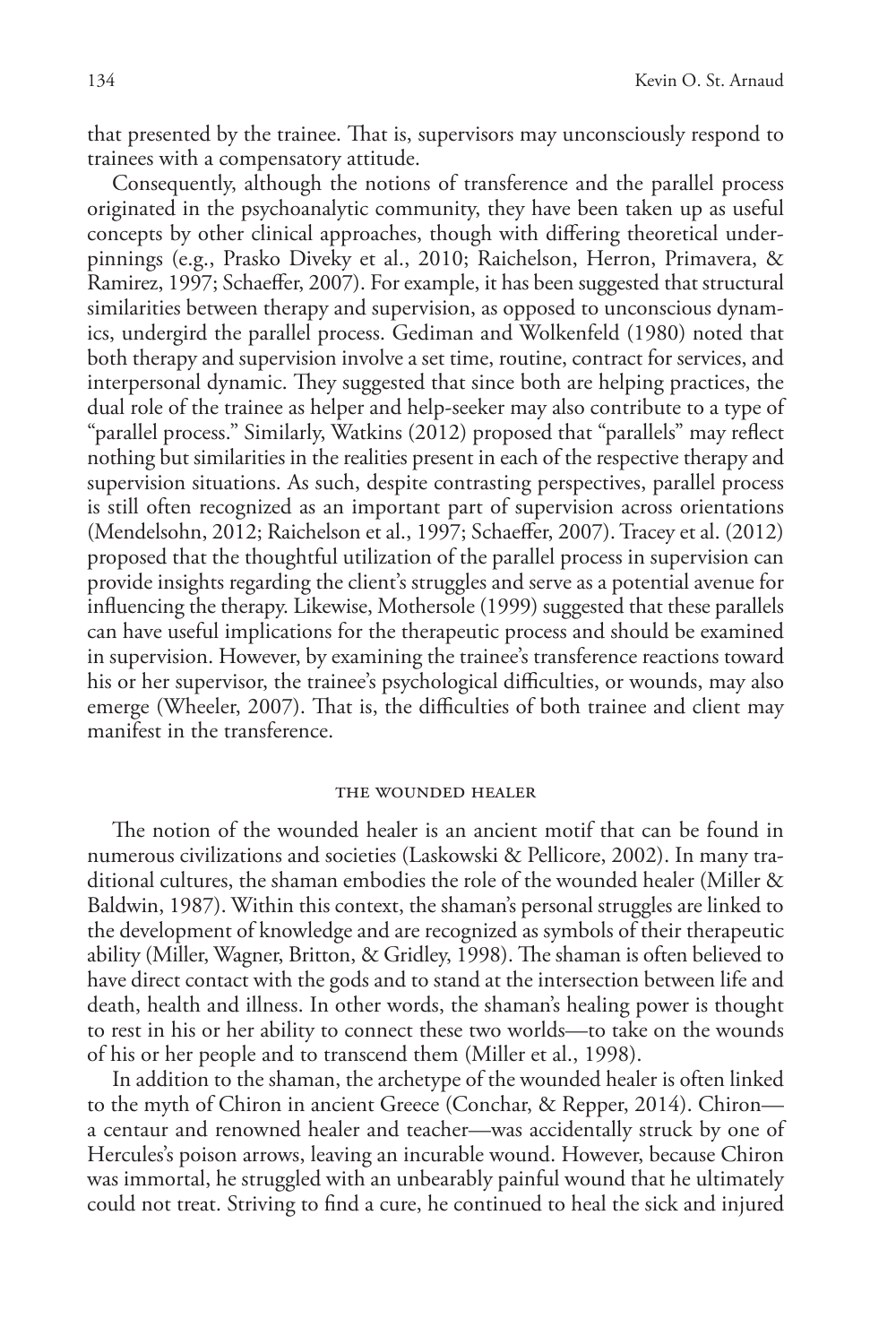that presented by the trainee. That is, supervisors may unconsciously respond to trainees with a compensatory attitude.

Consequently, although the notions of transference and the parallel process originated in the psychoanalytic community, they have been taken up as useful concepts by other clinical approaches, though with differing theoretical underpinnings (e.g., Prasko Diveky et al., 2010; Raichelson, Herron, Primavera, & Ramirez, 1997; Schaeffer, 2007). For example, it has been suggested that structural similarities between therapy and supervision, as opposed to unconscious dynamics, undergird the parallel process. Gediman and Wolkenfeld (1980) noted that both therapy and supervision involve a set time, routine, contract for services, and interpersonal dynamic. They suggested that since both are helping practices, the dual role of the trainee as helper and help-seeker may also contribute to a type of "parallel process." Similarly, Watkins (2012) proposed that "parallels" may reflect nothing but similarities in the realities present in each of the respective therapy and supervision situations. As such, despite contrasting perspectives, parallel process is still often recognized as an important part of supervision across orientations (Mendelsohn, 2012; Raichelson et al., 1997; Schaeffer, 2007). Tracey et al. (2012) proposed that the thoughtful utilization of the parallel process in supervision can provide insights regarding the client's struggles and serve as a potential avenue for influencing the therapy. Likewise, Mothersole (1999) suggested that these parallels can have useful implications for the therapeutic process and should be examined in supervision. However, by examining the trainee's transference reactions toward his or her supervisor, the trainee's psychological difficulties, or wounds, may also emerge (Wheeler, 2007). That is, the difficulties of both trainee and client may manifest in the transference.

## THE WOUNDED HEALER

The notion of the wounded healer is an ancient motif that can be found in numerous civilizations and societies (Laskowski & Pellicore, 2002). In many traditional cultures, the shaman embodies the role of the wounded healer (Miller & Baldwin, 1987). Within this context, the shaman's personal struggles are linked to the development of knowledge and are recognized as symbols of their therapeutic ability (Miller, Wagner, Britton, & Gridley, 1998). The shaman is often believed to have direct contact with the gods and to stand at the intersection between life and death, health and illness. In other words, the shaman's healing power is thought to rest in his or her ability to connect these two worlds—to take on the wounds of his or her people and to transcend them (Miller et al., 1998).

In addition to the shaman, the archetype of the wounded healer is often linked to the myth of Chiron in ancient Greece (Conchar, & Repper, 2014). Chiron—a centaur and renowned healer and teacher—was accidentally struck by one of Hercules's poison arrows, leaving an incurable wound. However, because Chiron was immortal, he struggled with an unbearably painful wound that he ultimately could not treat. Striving to find a cure, he continued to heal the sick and injured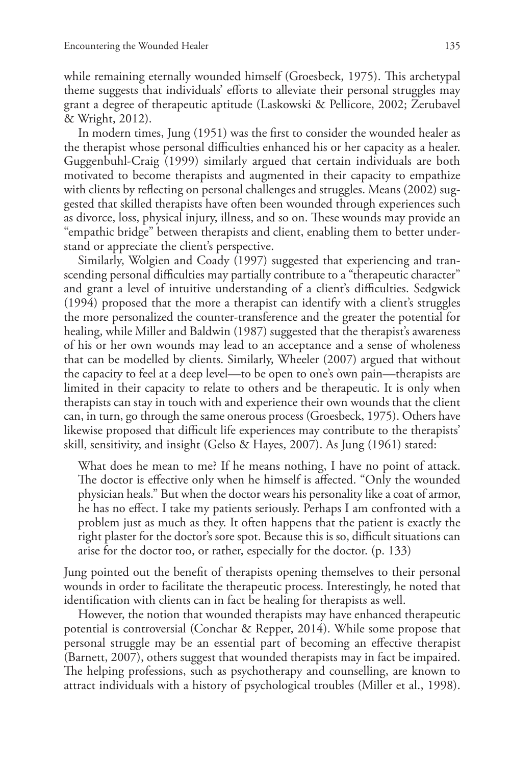while remaining eternally wounded himself (Groesbeck, 1975). This archetypal theme suggests that individuals' efforts to alleviate their personal struggles may grant a degree of therapeutic aptitude (Laskowski & Pellicore, 2002; Zerubavel & Wright, 2012).

In modern times, Jung (1951) was the first to consider the wounded healer as the therapist whose personal difficulties enhanced his or her capacity as a healer. Guggenbuhl-Craig (1999) similarly argued that certain individuals are both motivated to become therapists and augmented in their capacity to empathize with clients by reflecting on personal challenges and struggles. Means (2002) suggested that skilled therapists have often been wounded through experiences such as divorce, loss, physical injury, illness, and so on. These wounds may provide an "empathic bridge" between therapists and client, enabling them to better understand or appreciate the client's perspective.

Similarly, Wolgien and Coady (1997) suggested that experiencing and transcending personal difficulties may partially contribute to a "therapeutic character" and grant a level of intuitive understanding of a client's difficulties. Sedgwick (1994) proposed that the more a therapist can identify with a client's struggles the more personalized the counter-transference and the greater the potential for healing, while Miller and Baldwin (1987) suggested that the therapist's awareness of his or her own wounds may lead to an acceptance and a sense of wholeness that can be modelled by clients. Similarly, Wheeler (2007) argued that without the capacity to feel at a deep level—to be open to one's own pain—therapists are limited in their capacity to relate to others and be therapeutic. It is only when therapists can stay in touch with and experience their own wounds that the client can, in turn, go through the same onerous process (Groesbeck, 1975). Others have likewise proposed that difficult life experiences may contribute to the therapists' skill, sensitivity, and insight (Gelso & Hayes, 2007). As Jung (1961) stated:

> What does he mean to me? If he means nothing, I have no point of attack. The doctor is effective only when he himself is affected. "Only the wounded physician heals." But when the doctor wears his personality like a coat of armor, he has no effect. I take my patients seriously. Perhaps I am confronted with a problem just as much as they. It often happens that the patient is exactly the right plaster for the doctor's sore spot. Because this is so, difficult situations can arise for the doctor too, or rather, especially for the doctor. (p. 133)

Jung pointed out the benefit of therapists opening themselves to their personal wounds in order to facilitate the therapeutic process. Interestingly, he noted that identification with clients can in fact be healing for therapists as well.

However, the notion that wounded therapists may have enhanced therapeutic potential is controversial (Conchar & Repper, 2014). While some propose that personal struggle may be an essential part of becoming an effective therapist (Barnett, 2007), others suggest that wounded therapists may in fact be impaired. The helping professions, such as psychotherapy and counselling, are known to attract individuals with a history of psychological troubles (Miller et al., 1998).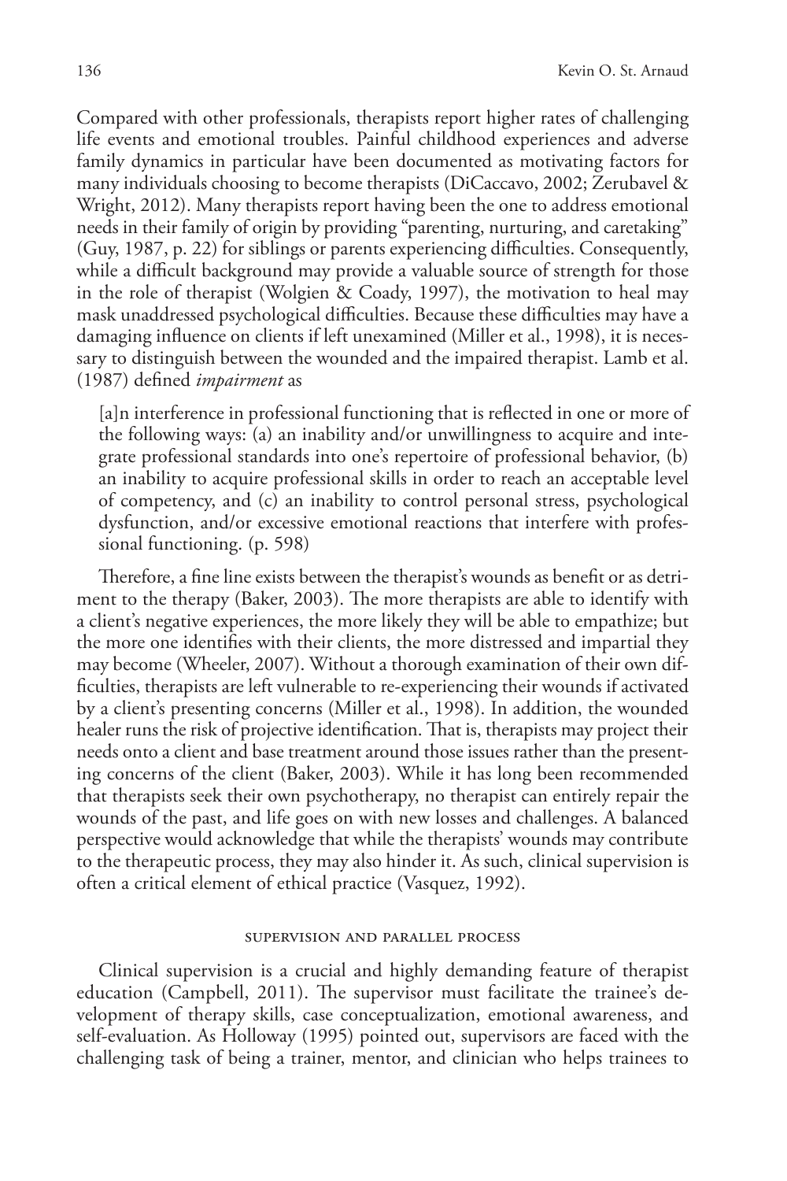Compared with other professionals, therapists report higher rates of challenging life events and emotional troubles. Painful childhood experiences and adverse family dynamics in particular have been documented as motivating factors for many individuals choosing to become therapists (DiCaccavo, 2002; Zerubavel & Wright, 2012). Many therapists report having been the one to address emotional needs in their family of origin by providing "parenting, nurturing, and caretaking" (Guy, 1987, p. 22) for siblings or parents experiencing difficulties. Consequently, while a difficult background may provide a valuable source of strength for those in the role of therapist (Wolgien & Coady, 1997), the motivation to heal may mask unaddressed psychological difficulties. Because these difficulties may have a damaging influence on clients if left unexamined (Miller et al., 1998), it is necessary to distinguish between the wounded and the impaired therapist. Lamb et al. (1987) defined *impairment* as

> [a]n interference in professional functioning that is reflected in one or more of the following ways: (a) an inability and/or unwillingness to acquire and integrate professional standards into one's repertoire of professional behavior, (b) an inability to acquire professional skills in order to reach an acceptable level of competency, and (c) an inability to control personal stress, psychological dysfunction, and/or excessive emotional reactions that interfere with professional functioning. (p. 598)

Therefore, a fine line exists between the therapist's wounds as benefit or as detriment to the therapy (Baker, 2003). The more therapists are able to identify with a client's negative experiences, the more likely they will be able to empathize; but the more one identifies with their clients, the more distressed and impartial they may become (Wheeler, 2007). Without a thorough examination of their own difficulties, therapists are left vulnerable to re-experiencing their wounds if activated by a client's presenting concerns (Miller et al., 1998). In addition, the wounded healer runs the risk of projective identification. That is, therapists may project their needs onto a client and base treatment around those issues rather than the presenting concerns of the client (Baker, 2003). While it has long been recommended that therapists seek their own psychotherapy, no therapist can entirely repair the wounds of the past, and life goes on with new losses and challenges. A balanced perspective would acknowledge that while the therapists' wounds may contribute to the therapeutic process, they may also hinder it. As such, clinical supervision is often a critical element of ethical practice (Vasquez, 1992).

## Supervision and Parallel Process

Clinical supervision is a crucial and highly demanding feature of therapist education (Campbell, 2011). The supervisor must facilitate the trainee's development of therapy skills, case conceptualization, emotional awareness, and self-evaluation. As Holloway (1995) pointed out, supervisors are faced with the challenging task of being a trainer, mentor, and clinician who helps trainees to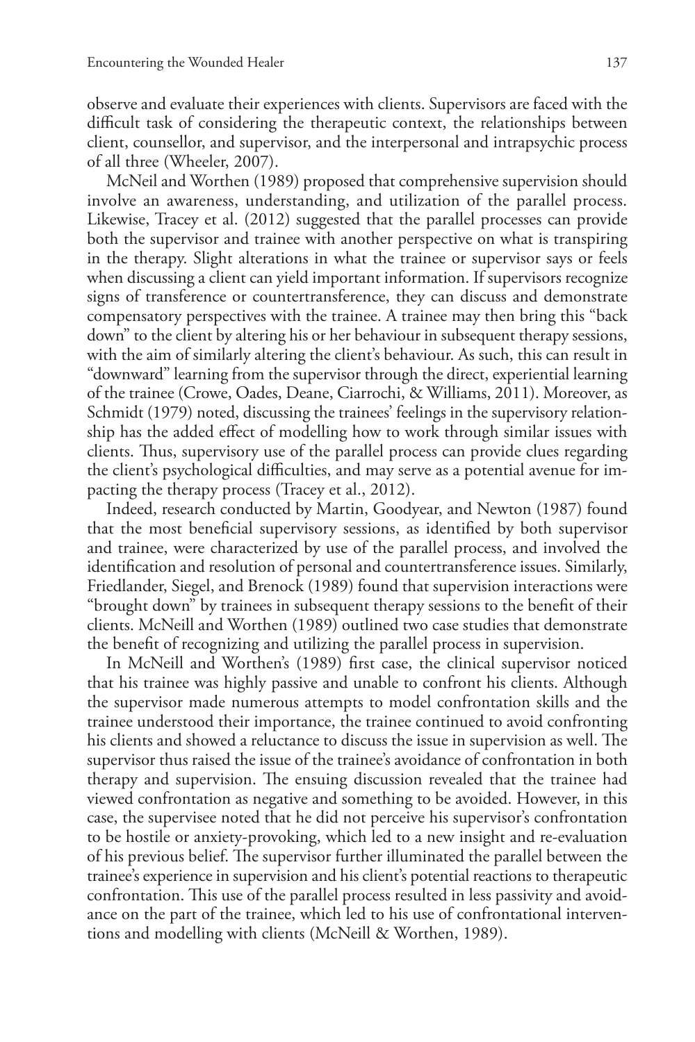observe and evaluate their experiences with clients. Supervisors are faced with the difficult task of considering the therapeutic context, the relationships between client, counsellor, and supervisor, and the interpersonal and intrapsychic process of all three (Wheeler, 2007).

McNeil and Worthen (1989) proposed that comprehensive supervision should involve an awareness, understanding, and utilization of the parallel process. Likewise, Tracey et al. (2012) suggested that the parallel processes can provide both the supervisor and trainee with another perspective on what is transpiring in the therapy. Slight alterations in what the trainee or supervisor says or feels when discussing a client can yield important information. If supervisors recognize signs of transference or countertransference, they can discuss and demonstrate compensatory perspectives with the trainee. A trainee may then bring this "back down" to the client by altering his or her behaviour in subsequent therapy sessions, with the aim of similarly altering the client's behaviour. As such, this can result in "downward" learning from the supervisor through the direct, experiential learning of the trainee (Crowe, Oades, Deane, Ciarrochi, & Williams, 2011). Moreover, as Schmidt (1979) noted, discussing the trainees' feelings in the supervisory relationship has the added effect of modelling how to work through similar issues with clients. Thus, supervisory use of the parallel process can provide clues regarding the client's psychological difficulties, and may serve as a potential avenue for impacting the therapy process (Tracey et al., 2012).

Indeed, research conducted by Martin, Goodyear, and Newton (1987) found that the most beneficial supervisory sessions, as identified by both supervisor and trainee, were characterized by use of the parallel process, and involved the identification and resolution of personal and countertransference issues. Similarly, Friedlander, Siegel, and Brenock (1989) found that supervision interactions were "brought down" by trainees in subsequent therapy sessions to the benefit of their clients. McNeill and Worthen (1989) outlined two case studies that demonstrate the benefit of recognizing and utilizing the parallel process in supervision.

In McNeill and Worthen's (1989) first case, the clinical supervisor noticed that his trainee was highly passive and unable to confront his clients. Although the supervisor made numerous attempts to model confrontation skills and the trainee understood their importance, the trainee continued to avoid confronting his clients and showed a reluctance to discuss the issue in supervision as well. The supervisor thus raised the issue of the trainee's avoidance of confrontation in both therapy and supervision. The ensuing discussion revealed that the trainee had viewed confrontation as negative and something to be avoided. However, in this case, the supervisee noted that he did not perceive his supervisor's confrontation to be hostile or anxiety-provoking, which led to a new insight and re-evaluation of his previous belief. The supervisor further illuminated the parallel between the trainee's experience in supervision and his client's potential reactions to therapeutic confrontation. This use of the parallel process resulted in less passivity and avoidance on the part of the trainee, which led to his use of confrontational interventions and modelling with clients (McNeill & Worthen, 1989).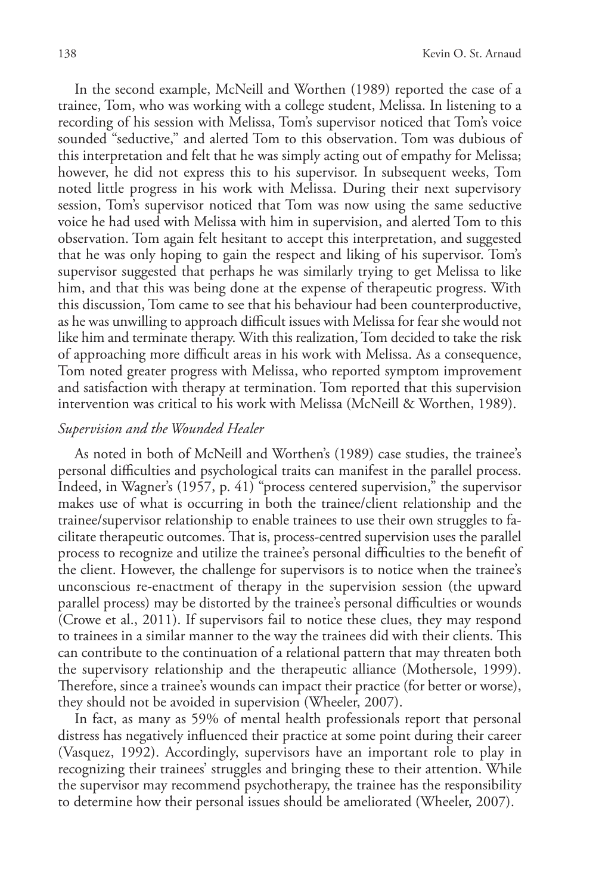In the second example, McNeill and Worthen (1989) reported the case of a trainee, Tom, who was working with a college student, Melissa. In listening to a recording of his session with Melissa, Tom's supervisor noticed that Tom's voice sounded "seductive," and alerted Tom to this observation. Tom was dubious of this interpretation and felt that he was simply acting out of empathy for Melissa; however, he did not express this to his supervisor. In subsequent weeks, Tom noted little progress in his work with Melissa. During their next supervisory session, Tom's supervisor noticed that Tom was now using the same seductive voice he had used with Melissa with him in supervision, and alerted Tom to this observation. Tom again felt hesitant to accept this interpretation, and suggested that he was only hoping to gain the respect and liking of his supervisor. Tom's supervisor suggested that perhaps he was similarly trying to get Melissa to like him, and that this was being done at the expense of therapeutic progress. With this discussion, Tom came to see that his behaviour had been counterproductive, as he was unwilling to approach difficult issues with Melissa for fear she would not like him and terminate therapy. With this realization, Tom decided to take the risk of approaching more difficult areas in his work with Melissa. As a consequence, Tom noted greater progress with Melissa, who reported symptom improvement and satisfaction with therapy at termination. Tom reported that this supervision intervention was critical to his work with Melissa (McNeill & Worthen, 1989).

### *Supervision and the Wounded Healer*

As noted in both of McNeill and Worthen's (1989) case studies, the trainee's personal difficulties and psychological traits can manifest in the parallel process. Indeed, in Wagner's (1957, p. 41) "process centered supervision," the supervisor makes use of what is occurring in both the trainee/client relationship and the trainee/supervisor relationship to enable trainees to use their own struggles to facilitate therapeutic outcomes. That is, process-centred supervision uses the parallel process to recognize and utilize the trainee's personal difficulties to the benefit of the client. However, the challenge for supervisors is to notice when the trainee's unconscious re-enactment of therapy in the supervision session (the upward parallel process) may be distorted by the trainee's personal difficulties or wounds (Crowe et al., 2011). If supervisors fail to notice these clues, they may respond to trainees in a similar manner to the way the trainees did with their clients. This can contribute to the continuation of a relational pattern that may threaten both the supervisory relationship and the therapeutic alliance (Mothersole, 1999). Therefore, since a trainee's wounds can impact their practice (for better or worse), they should not be avoided in supervision (Wheeler, 2007).

In fact, as many as 59% of mental health professionals report that personal distress has negatively influenced their practice at some point during their career (Vasquez, 1992). Accordingly, supervisors have an important role to play in recognizing their trainees' struggles and bringing these to their attention. While the supervisor may recommend psychotherapy, the trainee has the responsibility to determine how their personal issues should be ameliorated (Wheeler, 2007).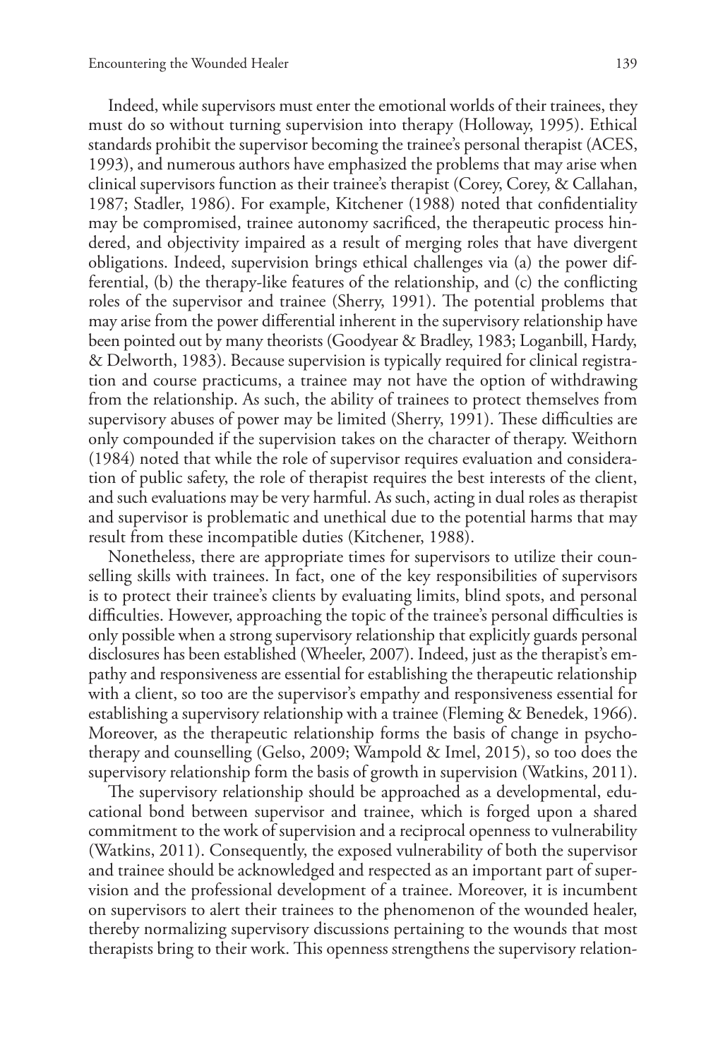Indeed, while supervisors must enter the emotional worlds of their trainees, they must do so without turning supervision into therapy (Holloway, 1995). Ethical standards prohibit the supervisor becoming the trainee's personal therapist (ACES, 1993), and numerous authors have emphasized the problems that may arise when clinical supervisors function as their trainee's therapist (Corey, Corey, & Callahan, 1987; Stadler, 1986). For example, Kitchener (1988) noted that confidentiality may be compromised, trainee autonomy sacrificed, the therapeutic process hindered, and objectivity impaired as a result of merging roles that have divergent obligations. Indeed, supervision brings ethical challenges via (a) the power differential, (b) the therapy-like features of the relationship, and (c) the conflicting roles of the supervisor and trainee (Sherry, 1991). The potential problems that may arise from the power differential inherent in the supervisory relationship have been pointed out by many theorists (Goodyear & Bradley, 1983; Loganbill, Hardy, & Delworth, 1983). Because supervision is typically required for clinical registration and course practicums, a trainee may not have the option of withdrawing from the relationship. As such, the ability of trainees to protect themselves from supervisory abuses of power may be limited (Sherry, 1991). These difficulties are only compounded if the supervision takes on the character of therapy. Weithorn (1984) noted that while the role of supervisor requires evaluation and consideration of public safety, the role of therapist requires the best interests of the client, and such evaluations may be very harmful. As such, acting in dual roles as therapist and supervisor is problematic and unethical due to the potential harms that may result from these incompatible duties (Kitchener, 1988).

Nonetheless, there are appropriate times for supervisors to utilize their counselling skills with trainees. In fact, one of the key responsibilities of supervisors is to protect their trainee's clients by evaluating limits, blind spots, and personal difficulties. However, approaching the topic of the trainee's personal difficulties is only possible when a strong supervisory relationship that explicitly guards personal disclosures has been established (Wheeler, 2007). Indeed, just as the therapist's empathy and responsiveness are essential for establishing the therapeutic relationship with a client, so too are the supervisor's empathy and responsiveness essential for establishing a supervisory relationship with a trainee (Fleming & Benedek, 1966). Moreover, as the therapeutic relationship forms the basis of change in psychotherapy and counselling (Gelso, 2009; Wampold & Imel, 2015), so too does the supervisory relationship form the basis of growth in supervision (Watkins, 2011).

The supervisory relationship should be approached as a developmental, educational bond between supervisor and trainee, which is forged upon a shared commitment to the work of supervision and a reciprocal openness to vulnerability (Watkins, 2011). Consequently, the exposed vulnerability of both the supervisor and trainee should be acknowledged and respected as an important part of supervision and the professional development of a trainee. Moreover, it is incumbent on supervisors to alert their trainees to the phenomenon of the wounded healer, thereby normalizing supervisory discussions pertaining to the wounds that most therapists bring to their work. This openness strengthens the supervisory relation-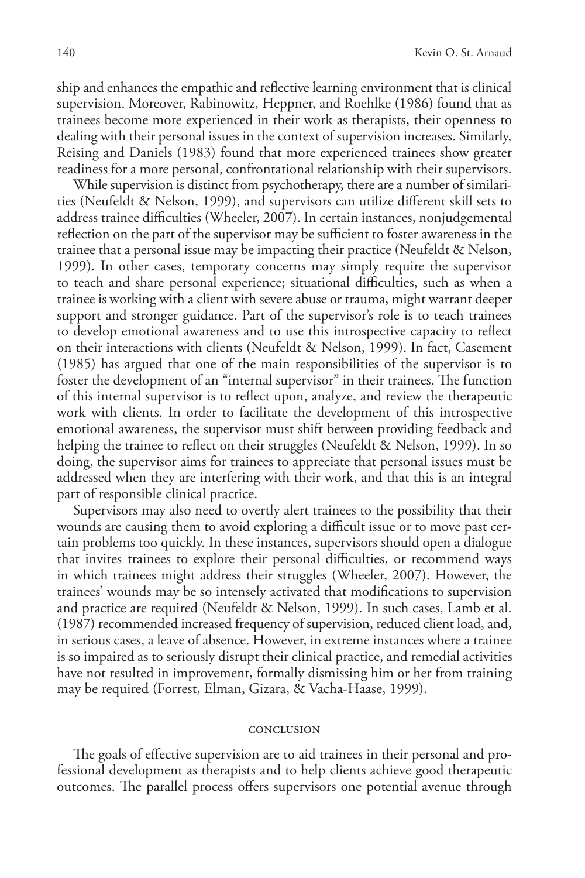ship and enhances the empathic and reflective learning environment that is clinical supervision. Moreover, Rabinowitz, Heppner, and Roehlke (1986) found that as trainees become more experienced in their work as therapists, their openness to dealing with their personal issues in the context of supervision increases. Similarly, Reising and Daniels (1983) found that more experienced trainees show greater readiness for a more personal, confrontational relationship with their supervisors.

While supervision is distinct from psychotherapy, there are a number of similarities (Neufeldt & Nelson, 1999), and supervisors can utilize different skill sets to address trainee difficulties (Wheeler, 2007). In certain instances, nonjudgemental reflection on the part of the supervisor may be sufficient to foster awareness in the trainee that a personal issue may be impacting their practice (Neufeldt & Nelson, 1999). In other cases, temporary concerns may simply require the supervisor to teach and share personal experience; situational difficulties, such as when a trainee is working with a client with severe abuse or trauma, might warrant deeper support and stronger guidance. Part of the supervisor's role is to teach trainees to develop emotional awareness and to use this introspective capacity to reflect on their interactions with clients (Neufeldt & Nelson, 1999). In fact, Casement (1985) has argued that one of the main responsibilities of the supervisor is to foster the development of an "internal supervisor" in their trainees. The function of this internal supervisor is to reflect upon, analyze, and review the therapeutic work with clients. In order to facilitate the development of this introspective emotional awareness, the supervisor must shift between providing feedback and helping the trainee to reflect on their struggles (Neufeldt & Nelson, 1999). In so doing, the supervisor aims for trainees to appreciate that personal issues must be addressed when they are interfering with their work, and that this is an integral part of responsible clinical practice.

Supervisors may also need to overtly alert trainees to the possibility that their wounds are causing them to avoid exploring a difficult issue or to move past certain problems too quickly. In these instances, supervisors should open a dialogue that invites trainees to explore their personal difficulties, or recommend ways in which trainees might address their struggles (Wheeler, 2007). However, the trainees' wounds may be so intensely activated that modifications to supervision and practice are required (Neufeldt & Nelson, 1999). In such cases, Lamb et al. (1987) recommended increased frequency of supervision, reduced client load, and, in serious cases, a leave of absence. However, in extreme instances where a trainee is so impaired as to seriously disrupt their clinical practice, and remedial activities have not resulted in improvement, formally dismissing him or her from training may be required (Forrest, Elman, Gizara, & Vacha-Haase, 1999).

## CONCLUSION

The goals of effective supervision are to aid trainees in their personal and professional development as therapists and to help clients achieve good therapeutic outcomes. The parallel process offers supervisors one potential avenue through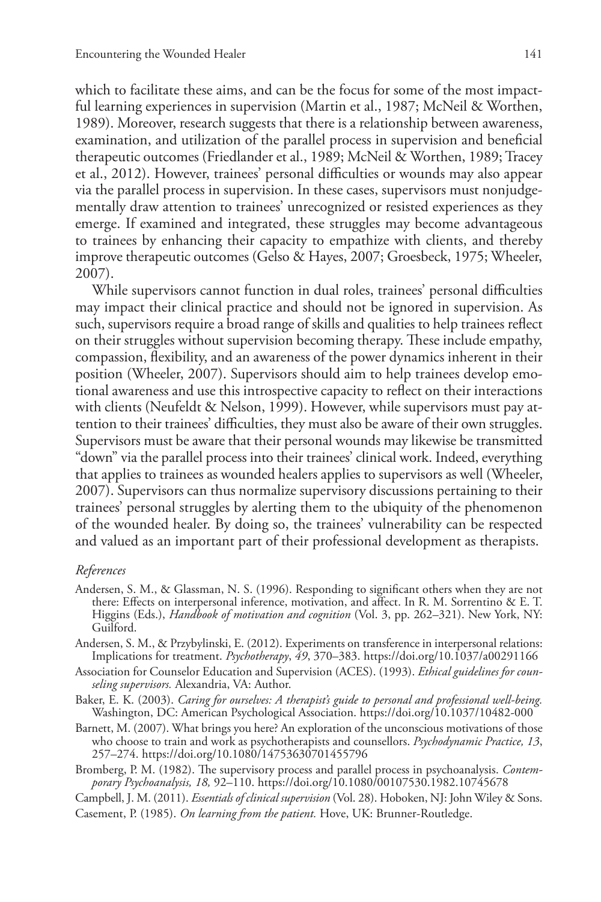which to facilitate these aims, and can be the focus for some of the most impactful learning experiences in supervision (Martin et al., 1987; McNeil & Worthen, 1989). Moreover, research suggests that there is a relationship between awareness, examination, and utilization of the parallel process in supervision and beneficial therapeutic outcomes (Friedlander et al., 1989; McNeil & Worthen, 1989; Tracey et al., 2012). However, trainees' personal difficulties or wounds may also appear via the parallel process in supervision. In these cases, supervisors must nonjudgementally draw attention to trainees' unrecognized or resisted experiences as they emerge. If examined and integrated, these struggles may become advantageous to trainees by enhancing their capacity to empathize with clients, and thereby improve therapeutic outcomes (Gelso & Hayes, 2007; Groesbeck, 1975; Wheeler, 2007).

While supervisors cannot function in dual roles, trainees' personal difficulties may impact their clinical practice and should not be ignored in supervision. As such, supervisors require a broad range of skills and qualities to help trainees reflect on their struggles without supervision becoming therapy. These include empathy, compassion, flexibility, and an awareness of the power dynamics inherent in their position (Wheeler, 2007). Supervisors should aim to help trainees develop emotional awareness and use this introspective capacity to reflect on their interactions with clients (Neufeldt & Nelson, 1999). However, while supervisors must pay attention to their trainees' difficulties, they must also be aware of their own struggles. Supervisors must be aware that their personal wounds may likewise be transmitted "down" via the parallel process into their trainees' clinical work. Indeed, everything that applies to trainees as wounded healers applies to supervisors as well (Wheeler, 2007). Supervisors can thus normalize supervisory discussions pertaining to their trainees' personal struggles by alerting them to the ubiquity of the phenomenon of the wounded healer. By doing so, the trainees' vulnerability can be respected and valued as an important part of their professional development as therapists.

*References*

Andersen, S. M., & Glassman, N. S. (1996). Responding to significant others when they are not there: Effects on interpersonal inference, motivation, and affect. In R. M. Sorrentino & E. T. Higgins (Eds.), *Handbook of motivation and cognition* (Vol. 3, pp. 262–321). New York, NY: Guilford.

Andersen, S. M., & Przybylinski, E. (2012). Experiments on transference in interpersonal relations: Implications for treatment. *Psychotherapy*, *49*, 370–383. https://doi.org/10.1037/a00291166

Association for Counselor Education and Supervision (ACES). (1993). *Ethical guidelines for counseling supervisors.* Alexandria, VA: Author.

Baker, E. K. (2003). *Caring for ourselves: A therapist's guide to personal and professional well-being.* Washington, DC: American Psychological Association. https://doi.org/10.1037/10482-000

Barnett, M. (2007). What brings you here? An exploration of the unconscious motivations of those who choose to train and work as psychotherapists and counsellors. *Psychodynamic Practice, 13*, 257–274. https://doi.org/10.1080/14753630701455796

Bromberg, P. M. (1982). The supervisory process and parallel process in psychoanalysis. *Contemporary Psychoanalysis, 18,* 92–110. https://doi.org/10.1080/00107530.1982.10745678

Campbell, J. M. (2011). *Essentials of clinical supervision* (Vol. 28). Hoboken, NJ: John Wiley & Sons.

Casement, P. (1985). *On learning from the patient.* Hove, UK: Brunner-Routledge.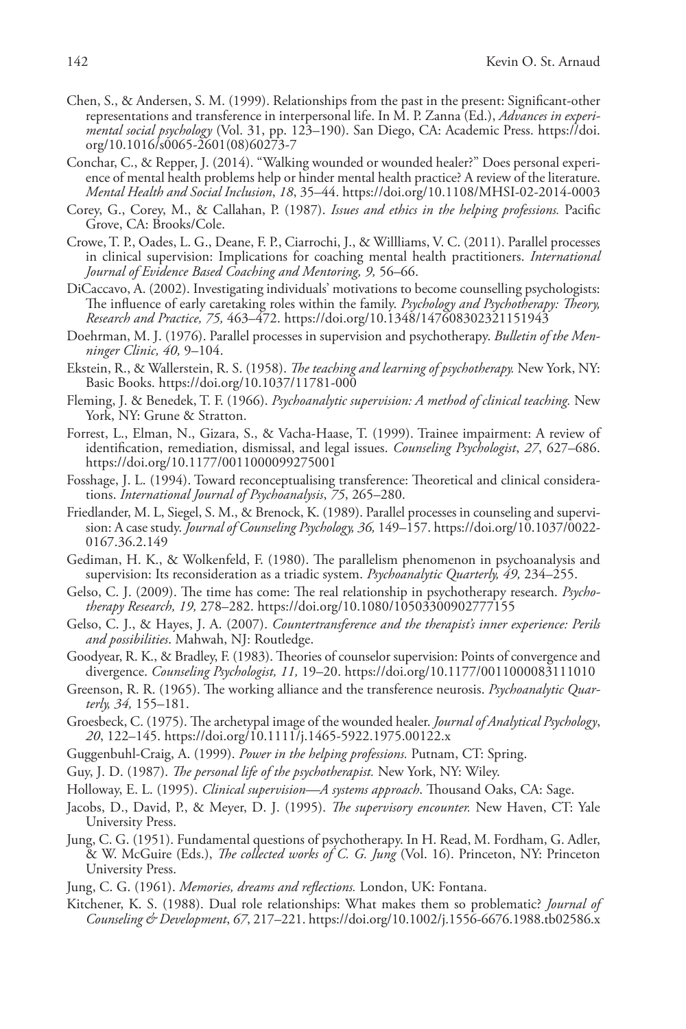Chen, S., & Andersen, S. M. (1999). Relationships from the past in the present: Significant-other representations and transference in interpersonal life. In M. P. Zanna (Ed.), *Advances in experimental social psychology* (Vol. 31, pp. 123–190). San Diego, CA: Academic Press. https://doi.org/10.1016/s0065-2601(08)60273-7

Conchar, C., & Repper, J. (2014). "Walking wounded or wounded healer?" Does personal experience of mental health problems help or hinder mental health practice? A review of the literature. *Mental Health and Social Inclusion*, *18*, 35–44. https://doi.org/10.1108/MHSI-02-2014-0003

Corey, G., Corey, M., & Callahan, P. (1987). *Issues and ethics in the helping professions.* Pacific Grove, CA: Brooks/Cole.

Crowe, T. P., Oades, L. G., Deane, F. P., Ciarrochi, J., & Willliams, V. C. (2011). Parallel processes in clinical supervision: Implications for coaching mental health practitioners. *International Journal of Evidence Based Coaching and Mentoring, 9,* 56–66.

DiCaccavo, A. (2002). Investigating individuals' motivations to become counselling psychologists: The influence of early caretaking roles within the family. *Psychology and Psychotherapy: Theory, Research and Practice, 75,* 463–472. https://doi.org/10.1348/147608302321151943

Doehrman, M. J. (1976). Parallel processes in supervision and psychotherapy. *Bulletin of the Menninger Clinic, 40,* 9–104.

Ekstein, R., & Wallerstein, R. S. (1958). *The teaching and learning of psychotherapy.* New York, NY: Basic Books. https://doi.org/10.1037/11781-000

Fleming, J. & Benedek, T. F. (1966). *Psychoanalytic supervision: A method of clinical teaching.* New York, NY: Grune & Stratton.

Forrest, L., Elman, N., Gizara, S., & Vacha-Haase, T. (1999). Trainee impairment: A review of identification, remediation, dismissal, and legal issues. *Counseling Psychologist*, *27*, 627–686. https://doi.org/10.1177/0011000099275001

Fosshage, J. L. (1994). Toward reconceptualising transference: Theoretical and clinical considerations. *International Journal of Psychoanalysis*, *75*, 265–280.

Friedlander, M. L, Siegel, S. M., & Brenock, K. (1989). Parallel processes in counseling and supervision: A case study. *Journal of Counseling Psychology, 36,* 149–157. https://doi.org/10.1037/0022-0167.36.2.149

Gediman, H. K., & Wolkenfeld, F. (1980). The parallelism phenomenon in psychoanalysis and supervision: Its reconsideration as a triadic system. *Psychoanalytic Quarterly, 49,* 234–255.

Gelso, C. J. (2009). The time has come: The real relationship in psychotherapy research. *Psychotherapy Research, 19,* 278–282. https://doi.org/10.1080/10503300902777155

Gelso, C. J., & Hayes, J. A. (2007). *Countertransference and the therapist's inner experience: Perils and possibilities*. Mahwah, NJ: Routledge.

Goodyear, R. K., & Bradley, F. (1983). Theories of counselor supervision: Points of convergence and divergence. *Counseling Psychologist, 11,* 19–20. https://doi.org/10.1177/0011000083111010

Greenson, R. R. (1965). The working alliance and the transference neurosis. *Psychoanalytic Quarterly, 34,* 155–181.

Groesbeck, C. (1975). The archetypal image of the wounded healer. *Journal of Analytical Psychology*, *20*, 122–145. https://doi.org/10.1111/j.1465-5922.1975.00122.x

Guggenbuhl-Craig, A. (1999). *Power in the helping professions.* Putnam, CT: Spring.

Guy, J. D. (1987). *The personal life of the psychotherapist.* New York, NY: Wiley.

Holloway, E. L. (1995). *Clinical supervision—A systems approach*. Thousand Oaks, CA: Sage.

Jacobs, D., David, P., & Meyer, D. J. (1995). *The supervisory encounter.* New Haven, CT: Yale University Press.

Jung, C. G. (1951). Fundamental questions of psychotherapy. In H. Read, M. Fordham, G. Adler, & W. McGuire (Eds.), *The collected works of C. G. Jung* (Vol. 16). Princeton, NY: Princeton University Press.

Jung, C. G. (1961). *Memories, dreams and reflections.* London, UK: Fontana.

Kitchener, K. S. (1988). Dual role relationships: What makes them so problematic? *Journal of Counseling & Development*, *67*, 217–221. https://doi.org/10.1002/j.1556-6676.1988.tb02586.x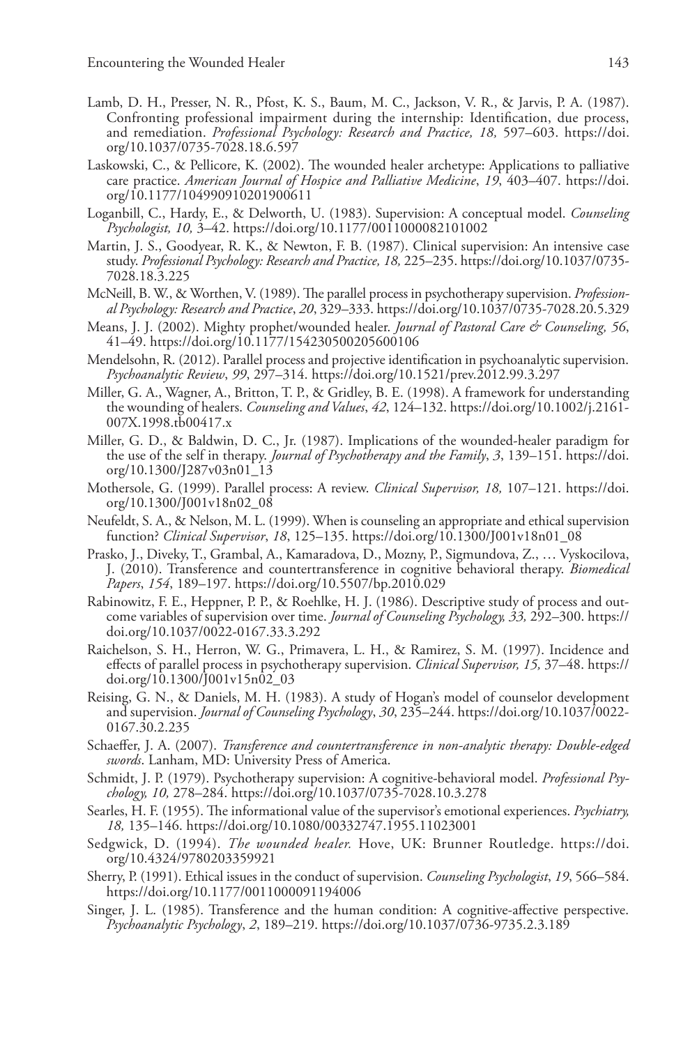Lamb, D. H., Presser, N. R., Pfost, K. S., Baum, M. C., Jackson, V. R., & Jarvis, P. A. (1987). Confronting professional impairment during the internship: Identification, due process, and remediation. *Professional Psychology: Research and Practice, 18,* 597–603. https://doi.org/10.1037/0735-7028.18.6.597

Laskowski, C., & Pellicore, K. (2002). The wounded healer archetype: Applications to palliative care practice. *American Journal of Hospice and Palliative Medicine*, *19*, 403–407. https://doi.org/10.1177/104990910201900611

Loganbill, C., Hardy, E., & Delworth, U. (1983). Supervision: A conceptual model. *Counseling Psychologist, 10,* 3–42. https://doi.org/10.1177/0011000082101002

Martin, J. S., Goodyear, R. K., & Newton, F. B. (1987). Clinical supervision: An intensive case study. *Professional Psychology: Research and Practice, 18,* 225–235. https://doi.org/10.1037/0735-7028.18.3.225

McNeill, B. W., & Worthen, V. (1989). The parallel process in psychotherapy supervision. *Professional Psychology: Research and Practice*, *20*, 329–333. https://doi.org/10.1037/0735-7028.20.5.329

Means, J. J. (2002). Mighty prophet/wounded healer. *Journal of Pastoral Care & Counseling, 56*, 41–49. https://doi.org/10.1177/154230500205600106

Mendelsohn, R. (2012). Parallel process and projective identification in psychoanalytic supervision. *Psychoanalytic Review*, *99*, 297–314. https://doi.org/10.1521/prev.2012.99.3.297

Miller, G. A., Wagner, A., Britton, T. P., & Gridley, B. E. (1998). A framework for understanding the wounding of healers. *Counseling and Values*, *42*, 124–132. https://doi.org/10.1002/j.2161-007X.1998.tb00417.x

Miller, G. D., & Baldwin, D. C., Jr. (1987). Implications of the wounded-healer paradigm for the use of the self in therapy. *Journal of Psychotherapy and the Family*, *3*, 139–151. https://doi.org/10.1300/J287v03n01_13

Mothersole, G. (1999). Parallel process: A review. *Clinical Supervisor, 18,* 107–121. https://doi.org/10.1300/J001v18n02_08

Neufeldt, S. A., & Nelson, M. L. (1999). When is counseling an appropriate and ethical supervision function? *Clinical Supervisor*, *18*, 125–135. https://doi.org/10.1300/J001v18n01_08

Prasko, J., Diveky, T., Grambal, A., Kamaradova, D., Mozny, P., Sigmundova, Z., … Vyskocilova, J. (2010). Transference and countertransference in cognitive behavioral therapy. *Biomedical Papers*, *154*, 189–197. https://doi.org/10.5507/bp.2010.029

Rabinowitz, F. E., Heppner, P. P., & Roehlke, H. J. (1986). Descriptive study of process and outcome variables of supervision over time. *Journal of Counseling Psychology, 33,* 292–300. https://doi.org/10.1037/0022-0167.33.3.292

Raichelson, S. H., Herron, W. G., Primavera, L. H., & Ramirez, S. M. (1997). Incidence and effects of parallel process in psychotherapy supervision. *Clinical Supervisor, 15,* 37–48. https://doi.org/10.1300/J001v15n02_03

Reising, G. N., & Daniels, M. H. (1983). A study of Hogan's model of counselor development and supervision. *Journal of Counseling Psychology*, *30*, 235–244. https://doi.org/10.1037/0022-0167.30.2.235

Schaeffer, J. A. (2007). *Transference and countertransference in non-analytic therapy: Double-edged swords*. Lanham, MD: University Press of America.

Schmidt, J. P. (1979). Psychotherapy supervision: A cognitive-behavioral model. *Professional Psychology, 10,* 278–284. https://doi.org/10.1037/0735-7028.10.3.278

Searles, H. F. (1955). The informational value of the supervisor's emotional experiences. *Psychiatry, 18,* 135–146. https://doi.org/10.1080/00332747.1955.11023001

Sedgwick, D. (1994). *The wounded healer.* Hove, UK: Brunner Routledge. https://doi.org/10.4324/9780203359921

Sherry, P. (1991). Ethical issues in the conduct of supervision. *Counseling Psychologist*, *19*, 566–584. https://doi.org/10.1177/0011000091194006

Singer, J. L. (1985). Transference and the human condition: A cognitive-affective perspective. *Psychoanalytic Psychology*, *2*, 189–219. https://doi.org/10.1037/0736-9735.2.3.189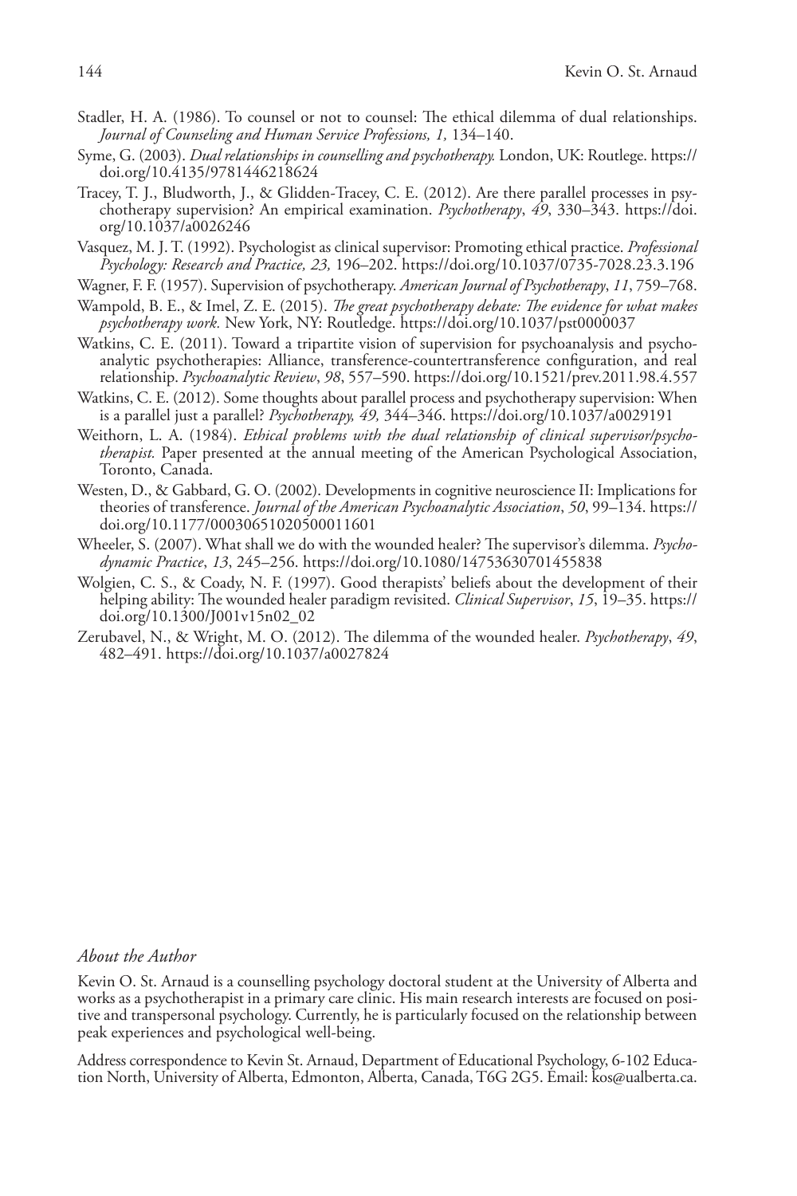Stadler, H. A. (1986). To counsel or not to counsel: The ethical dilemma of dual relationships. *Journal of Counseling and Human Service Professions, 1,* 134–140.

Syme, G. (2003). *Dual relationships in counselling and psychotherapy.* London, UK: Routlege. https://doi.org/10.4135/9781446218624

Tracey, T. J., Bludworth, J., & Glidden-Tracey, C. E. (2012). Are there parallel processes in psychotherapy supervision? An empirical examination. *Psychotherapy*, *49*, 330–343. https://doi.org/10.1037/a0026246

Vasquez, M. J. T. (1992). Psychologist as clinical supervisor: Promoting ethical practice. *Professional Psychology: Research and Practice, 23,* 196–202. https://doi.org/10.1037/0735-7028.23.3.196

Wagner, F. F. (1957). Supervision of psychotherapy. *American Journal of Psychotherapy*, *11*, 759–768.

Wampold, B. E., & Imel, Z. E. (2015). *The great psychotherapy debate: The evidence for what makes psychotherapy work.* New York, NY: Routledge. https://doi.org/10.1037/pst0000037

Watkins, C. E. (2011). Toward a tripartite vision of supervision for psychoanalysis and psychoanalytic psychotherapies: Alliance, transference-countertransference configuration, and real relationship. *Psychoanalytic Review*, *98*, 557–590. https://doi.org/10.1521/prev.2011.98.4.557

Watkins, C. E. (2012). Some thoughts about parallel process and psychotherapy supervision: When is a parallel just a parallel? *Psychotherapy, 49,* 344–346. https://doi.org/10.1037/a0029191

Weithorn, L. A. (1984). *Ethical problems with the dual relationship of clinical supervisor/psychotherapist.* Paper presented at the annual meeting of the American Psychological Association, Toronto, Canada.

Westen, D., & Gabbard, G. O. (2002). Developments in cognitive neuroscience II: Implications for theories of transference. *Journal of the American Psychoanalytic Association*, *50*, 99–134. https://doi.org/10.1177/00030651020500011601

Wheeler, S. (2007). What shall we do with the wounded healer? The supervisor's dilemma. *Psychodynamic Practice*, *13*, 245–256. https://doi.org/10.1080/14753630701455838

Wolgien, C. S., & Coady, N. F. (1997). Good therapists' beliefs about the development of their helping ability: The wounded healer paradigm revisited. *Clinical Supervisor*, *15*, 19–35. https://doi.org/10.1300/J001v15n02_02

Zerubavel, N., & Wright, M. O. (2012). The dilemma of the wounded healer. *Psychotherapy*, *49*, 482–491. https://doi.org/10.1037/a0027824

*About the Author*

Kevin O. St. Arnaud is a counselling psychology doctoral student at the University of Alberta and works as a psychotherapist in a primary care clinic. His main research interests are focused on positive and transpersonal psychology. Currently, he is particularly focused on the relationship between peak experiences and psychological well-being.

Address correspondence to Kevin St. Arnaud, Department of Educational Psychology, 6-102 Education North, University of Alberta, Edmonton, Alberta, Canada, T6G 2G5. Email: kos@ualberta.ca.